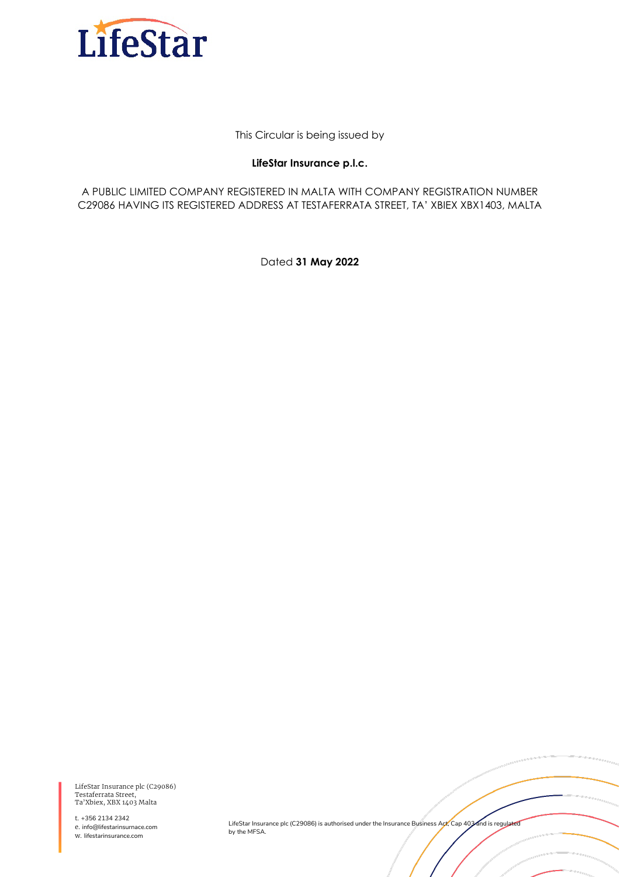This Circular is being issued by

**LifeStar Insurance p.l.c.**

A PUBLIC LIMITED COMPANY REGISTERED IN MALTA WITH COMPANY REGISTRATION NUMBER C29086 HAVING ITS REGISTERED ADDRESS AT TESTAFERRATA STREET, TA' XBIEX XBX1403, MALTA

Dated **31 May 2022**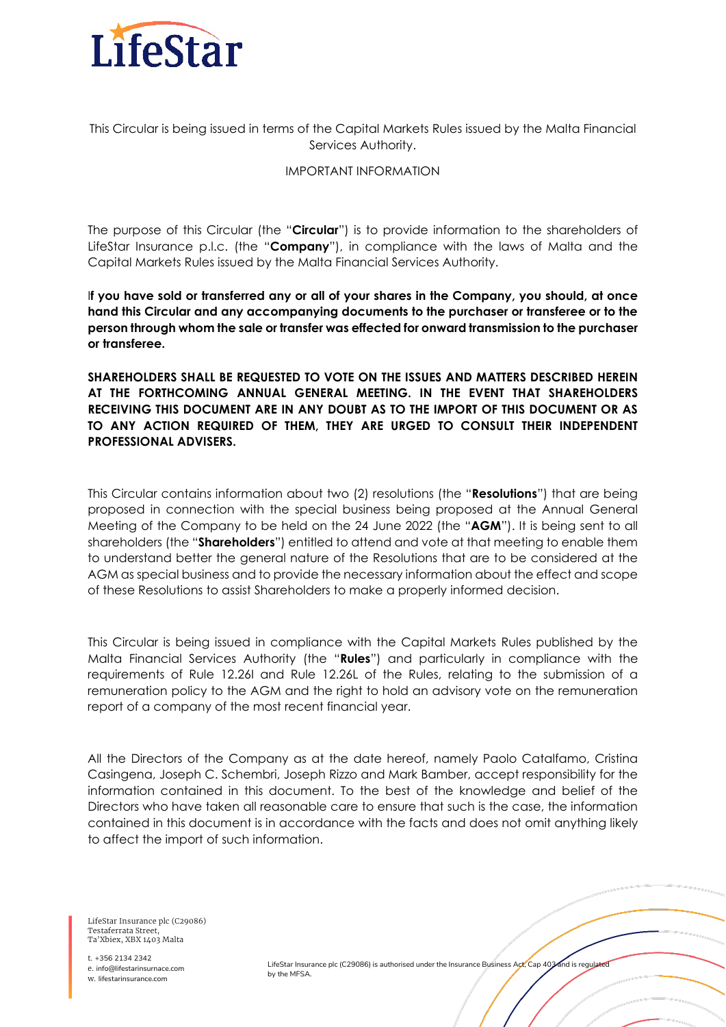This Circular is being issued in terms of the Capital Markets Rules issued by the Malta Financial Services Authority.

IMPORTANT INFORMATION

The purpose of this Circular (the "**Circular**") is to provide information to the shareholders of LifeStar Insurance p.l.c. (the "**Company**"), in compliance with the laws of Malta and the Capital Markets Rules issued by the Malta Financial Services Authority.

**If you have sold or transferred any or all of your shares in the Company, you should, at once hand this Circular and any accompanying documents to the purchaser or transferee or to the person through whom the sale or transfer was effected for onward transmission to the purchaser or transferee.**

**SHAREHOLDERS SHALL BE REQUESTED TO VOTE ON THE ISSUES AND MATTERS DESCRIBED HEREIN AT THE FORTHCOMING ANNUAL GENERAL MEETING. IN THE EVENT THAT SHAREHOLDERS RECEIVING THIS DOCUMENT ARE IN ANY DOUBT AS TO THE IMPORT OF THIS DOCUMENT OR AS TO ANY ACTION REQUIRED OF THEM, THEY ARE URGED TO CONSULT THEIR INDEPENDENT PROFESSIONAL ADVISERS.**

This Circular contains information about two (2) resolutions (the "**Resolutions**") that are being proposed in connection with the special business being proposed at the Annual General Meeting of the Company to be held on the 24 June 2022 (the "**AGM**"). It is being sent to all shareholders (the "**Shareholders**") entitled to attend and vote at that meeting to enable them to understand better the general nature of the Resolutions that are to be considered at the AGM as special business and to provide the necessary information about the effect and scope of these Resolutions to assist Shareholders to make a properly informed decision.

This Circular is being issued in compliance with the Capital Markets Rules published by the Malta Financial Services Authority (the "**Rules**") and particularly in compliance with the requirements of Rule 12.26I and Rule 12.26L of the Rules, relating to the submission of a remuneration policy to the AGM and the right to hold an advisory vote on the remuneration report of a company of the most recent financial year.

All the Directors of the Company as at the date hereof, namely Paolo Catalfamo, Cristina Casingena, Joseph C. Schembri, Joseph Rizzo and Mark Bamber, accept responsibility for the information contained in this document. To the best of the knowledge and belief of the Directors who have taken all reasonable care to ensure that such is the case, the information contained in this document is in accordance with the facts and does not omit anything likely to affect the import of such information.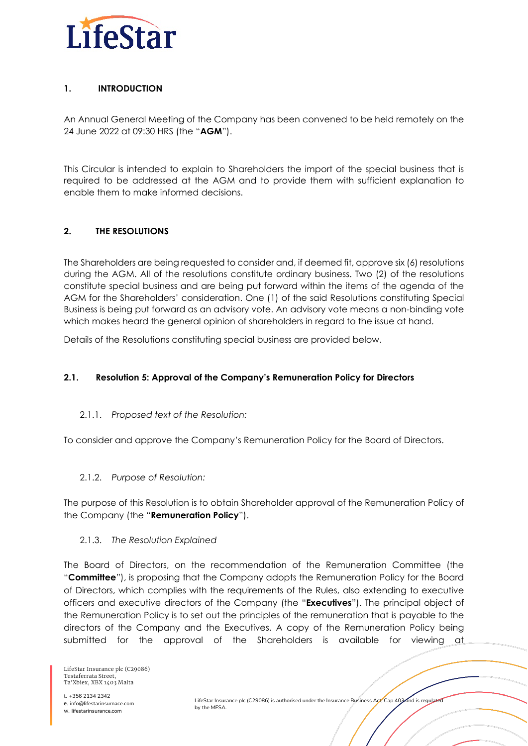## 1. INTRODUCTION

An Annual General Meeting of the Company has been convened to be held remotely on the 24 June 2022 at 09:30 HRS (the "**AGM**").

This Circular is intended to explain to Shareholders the import of the special business that is required to be addressed at the AGM and to provide them with sufficient explanation to enable them to make informed decisions.

## 2. THE RESOLUTIONS

The Shareholders are being requested to consider and, if deemed fit, approve six (6) resolutions during the AGM. All of the resolutions constitute ordinary business. Two (2) of the resolutions constitute special business and are being put forward within the items of the agenda of the AGM for the Shareholders' consideration. One (1) of the said Resolutions constituting Special Business is being put forward as an advisory vote. An advisory vote means a non-binding vote which makes heard the general opinion of shareholders in regard to the issue at hand.

Details of the Resolutions constituting special business are provided below.

### 2.1. Resolution 5: Approval of the Company's Remuneration Policy for Directors

2.1.1. *Proposed text of the Resolution:*

To consider and approve the Company's Remuneration Policy for the Board of Directors.

2.1.2. *Purpose of Resolution:*

The purpose of this Resolution is to obtain Shareholder approval of the Remuneration Policy of the Company (the "**Remuneration Policy**").

2.1.3. *The Resolution Explained*

The Board of Directors, on the recommendation of the Remuneration Committee (the "**Committee**"), is proposing that the Company adopts the Remuneration Policy for the Board of Directors, which complies with the requirements of the Rules, also extending to executive officers and executive directors of the Company (the "**Executives**"). The principal object of the Remuneration Policy is to set out the principles of the remuneration that is payable to the directors of the Company and the Executives. A copy of the Remuneration Policy being submitted for the approval of the Shareholders is available for viewing at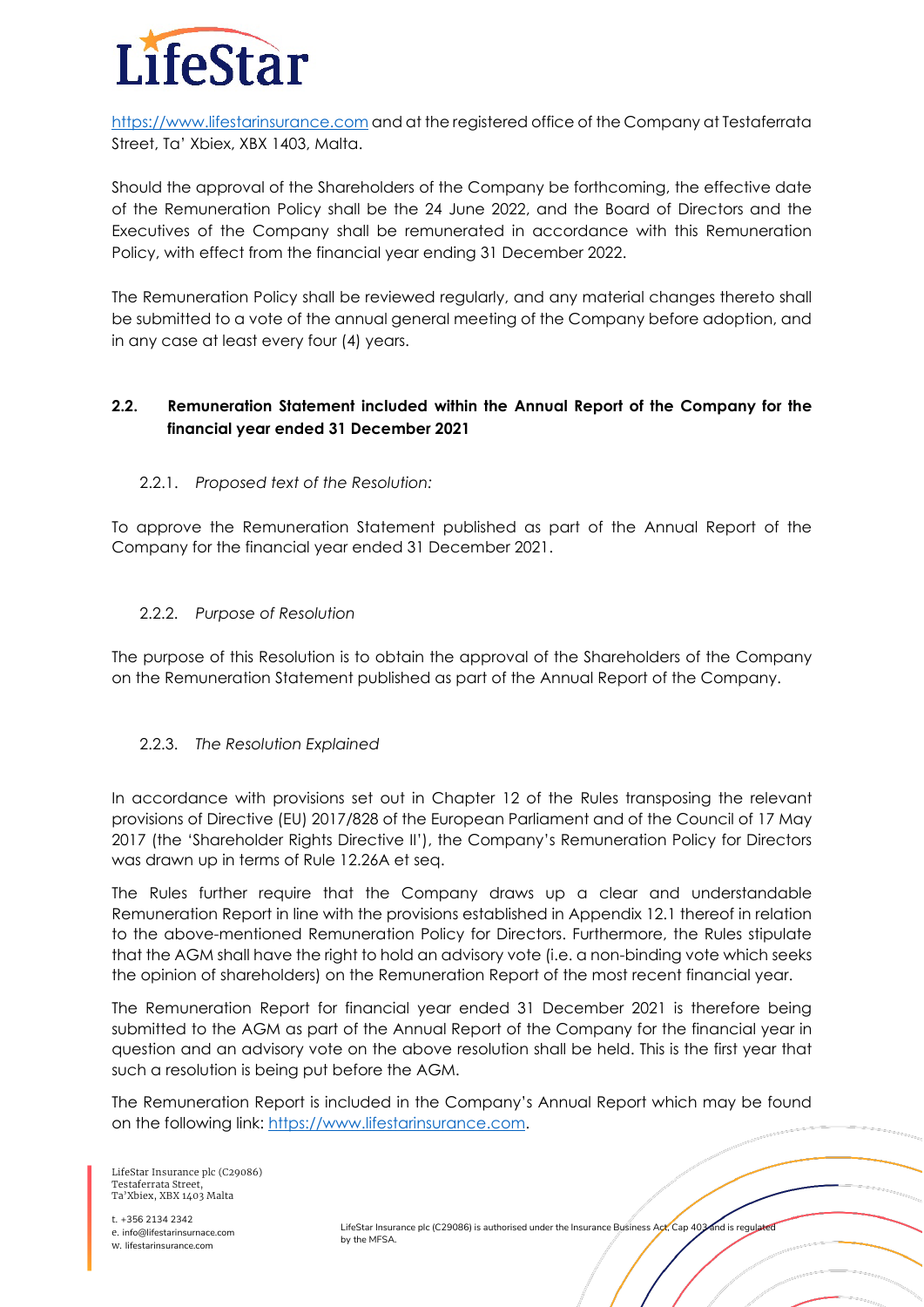https://www.lifestarinsurance.com and at the registered office of the Company at Testaferrata Street, Ta' Xbiex, XBX 1403, Malta.

Should the approval of the Shareholders of the Company be forthcoming, the effective date of the Remuneration Policy shall be the 24 June 2022, and the Board of Directors and the Executives of the Company shall be remunerated in accordance with this Remuneration Policy, with effect from the financial year ending 31 December 2022.

The Remuneration Policy shall be reviewed regularly, and any material changes thereto shall be submitted to a vote of the annual general meeting of the Company before adoption, and in any case at least every four (4) years.

## 2.2. Remuneration Statement included within the Annual Report of the Company for the financial year ended 31 December 2021

### 2.2.1. *Proposed text of the Resolution:*

To approve the Remuneration Statement published as part of the Annual Report of the Company for the financial year ended 31 December 2021.

### 2.2.2. *Purpose of Resolution*

The purpose of this Resolution is to obtain the approval of the Shareholders of the Company on the Remuneration Statement published as part of the Annual Report of the Company.

### 2.2.3. *The Resolution Explained*

In accordance with provisions set out in Chapter 12 of the Rules transposing the relevant provisions of Directive (EU) 2017/828 of the European Parliament and of the Council of 17 May 2017 (the 'Shareholder Rights Directive II'), the Company's Remuneration Policy for Directors was drawn up in terms of Rule 12.26A et seq.

The Rules further require that the Company draws up a clear and understandable Remuneration Report in line with the provisions established in Appendix 12.1 thereof in relation to the above-mentioned Remuneration Policy for Directors. Furthermore, the Rules stipulate that the AGM shall have the right to hold an advisory vote (i.e. a non-binding vote which seeks the opinion of shareholders) on the Remuneration Report of the most recent financial year.

The Remuneration Report for financial year ended 31 December 2021 is therefore being submitted to the AGM as part of the Annual Report of the Company for the financial year in question and an advisory vote on the above resolution shall be held. This is the first year that such a resolution is being put before the AGM.

The Remuneration Report is included in the Company's Annual Report which may be found on the following link: https://www.lifestarinsurance.com.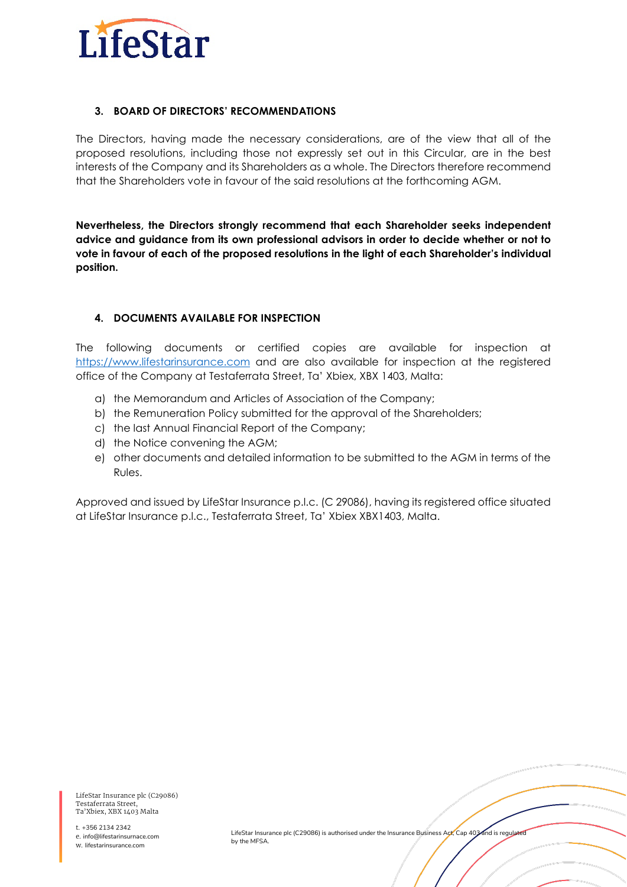### 3. BOARD OF DIRECTORS' RECOMMENDATIONS

The Directors, having made the necessary considerations, are of the view that all of the proposed resolutions, including those not expressly set out in this Circular, are in the best interests of the Company and its Shareholders as a whole. The Directors therefore recommend that the Shareholders vote in favour of the said resolutions at the forthcoming AGM.

**Nevertheless, the Directors strongly recommend that each Shareholder seeks independent advice and guidance from its own professional advisors in order to decide whether or not to vote in favour of each of the proposed resolutions in the light of each Shareholder's individual position.**

### 4. DOCUMENTS AVAILABLE FOR INSPECTION

The following documents or certified copies are available for inspection at https://www.lifestarinsurance.com and are also available for inspection at the registered office of the Company at Testaferrata Street, Ta' Xbiex, XBX 1403, Malta:

a) the Memorandum and Articles of Association of the Company;
b) the Remuneration Policy submitted for the approval of the Shareholders;
c) the last Annual Financial Report of the Company;
d) the Notice convening the AGM;
e) other documents and detailed information to be submitted to the AGM in terms of the Rules.

Approved and issued by LifeStar Insurance p.l.c. (C 29086), having its registered office situated at LifeStar Insurance p.l.c., Testaferrata Street, Ta' Xbiex XBX1403, Malta.